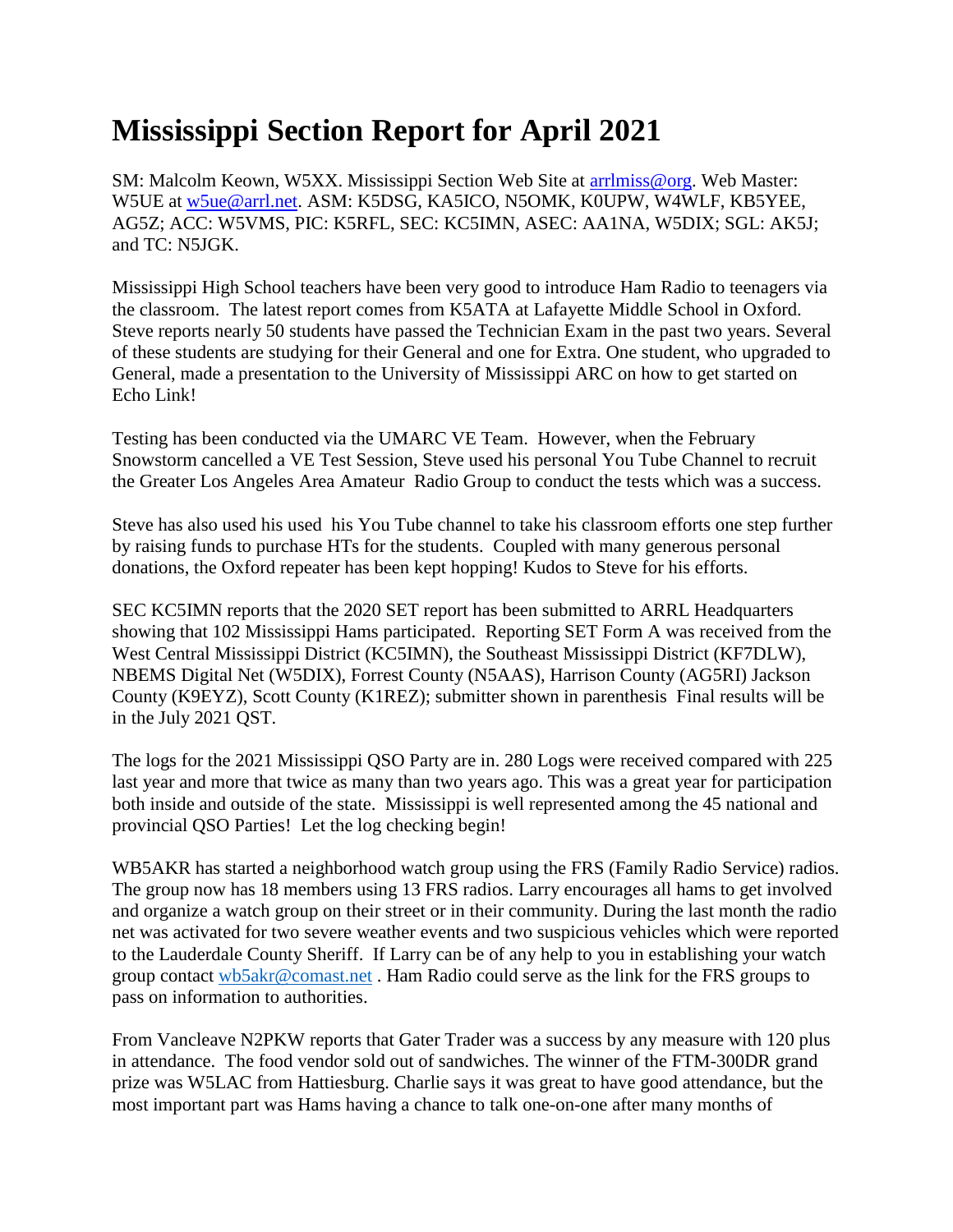# Mississippi Section Report for April 2021

SM: Malcolm Keown, W5XX. Mississippi Section Web Site at [arrlmiss@org](arrlmiss@org). Web Master: W5UE at [w5ue@arrl.net](mailto:w5ue@arrl.net). ASM: K5DSG, KA5ICO, N5OMK, K0UPW, W4WLF, KB5YEE, AG5Z; ACC: W5VMS, PIC: K5RFL, SEC: KC5IMN, ASEC: AA1NA, W5DIX; SGL: AK5J; and TC: N5JGK.

Mississippi High School teachers have been very good to introduce Ham Radio to teenagers via the classroom. The latest report comes from K5ATA at Lafayette Middle School in Oxford. Steve reports nearly 50 students have passed the Technician Exam in the past two years. Several of these students are studying for their General and one for Extra. One student, who upgraded to General, made a presentation to the University of Mississippi ARC on how to get started on Echo Link!

Testing has been conducted via the UMARC VE Team. However, when the February Snowstorm cancelled a VE Test Session, Steve used his personal You Tube Channel to recruit the Greater Los Angeles Area Amateur Radio Group to conduct the tests which was a success.

Steve has also used his used his You Tube channel to take his classroom efforts one step further by raising funds to purchase HTs for the students. Coupled with many generous personal donations, the Oxford repeater has been kept hopping! Kudos to Steve for his efforts.

SEC KC5IMN reports that the 2020 SET report has been submitted to ARRL Headquarters showing that 102 Mississippi Hams participated. Reporting SET Form A was received from the West Central Mississippi District (KC5IMN), the Southeast Mississippi District (KF7DLW), NBEMS Digital Net (W5DIX), Forrest County (N5AAS), Harrison County (AG5RI) Jackson County (K9EYZ), Scott County (K1REZ); submitter shown in parenthesis Final results will be in the July 2021 QST.

The logs for the 2021 Mississippi QSO Party are in. 280 Logs were received compared with 225 last year and more that twice as many than two years ago. This was a great year for participation both inside and outside of the state. Mississippi is well represented among the 45 national and provincial QSO Parties! Let the log checking begin!

WB5AKR has started a neighborhood watch group using the FRS (Family Radio Service) radios. The group now has 18 members using 13 FRS radios. Larry encourages all hams to get involved and organize a watch group on their street or in their community. During the last month the radio net was activated for two severe weather events and two suspicious vehicles which were reported to the Lauderdale County Sheriff. If Larry can be of any help to you in establishing your watch group contact [wb5akr@comast.net](mailto:wb5akr@comast.net) . Ham Radio could serve as the link for the FRS groups to pass on information to authorities.

From Vancleave N2PKW reports that Gater Trader was a success by any measure with 120 plus in attendance. The food vendor sold out of sandwiches. The winner of the FTM-300DR grand prize was W5LAC from Hattiesburg. Charlie says it was great to have good attendance, but the most important part was Hams having a chance to talk one-on-one after many months of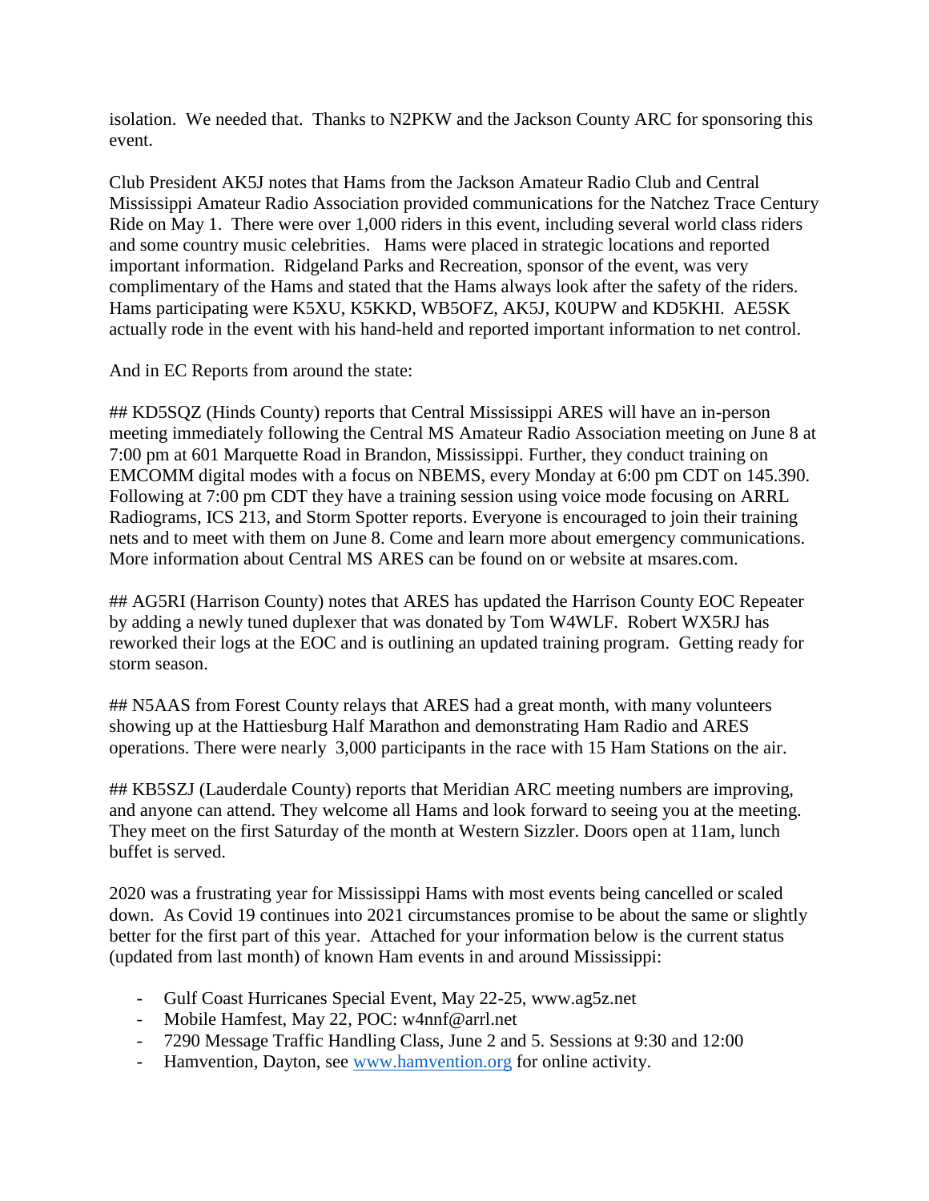isolation. We needed that. Thanks to N2PKW and the Jackson County ARC for sponsoring this event.

Club President AK5J notes that Hams from the Jackson Amateur Radio Club and Central Mississippi Amateur Radio Association provided communications for the Natchez Trace Century Ride on May 1. There were over 1,000 riders in this event, including several world class riders and some country music celebrities. Hams were placed in strategic locations and reported important information. Ridgeland Parks and Recreation, sponsor of the event, was very complimentary of the Hams and stated that the Hams always look after the safety of the riders. Hams participating were K5XU, K5KKD, WB5OFZ, AK5J, K0UPW and KD5KHI. AE5SK actually rode in the event with his hand-held and reported important information to net control.

And in EC Reports from around the state:

## KD5SQZ (Hinds County) reports that Central Mississippi ARES will have an in-person meeting immediately following the Central MS Amateur Radio Association meeting on June 8 at 7:00 pm at 601 Marquette Road in Brandon, Mississippi. Further, they conduct training on EMCOMM digital modes with a focus on NBEMS, every Monday at 6:00 pm CDT on 145.390. Following at 7:00 pm CDT they have a training session using voice mode focusing on ARRL Radiograms, ICS 213, and Storm Spotter reports. Everyone is encouraged to join their training nets and to meet with them on June 8. Come and learn more about emergency communications. More information about Central MS ARES can be found on or website at msares.com.

## AG5RI (Harrison County) notes that ARES has updated the Harrison County EOC Repeater by adding a newly tuned duplexer that was donated by Tom W4WLF. Robert WX5RJ has reworked their logs at the EOC and is outlining an updated training program. Getting ready for storm season.

## N5AAS from Forest County relays that ARES had a great month, with many volunteers showing up at the Hattiesburg Half Marathon and demonstrating Ham Radio and ARES operations. There were nearly 3,000 participants in the race with 15 Ham Stations on the air.

## KB5SZJ (Lauderdale County) reports that Meridian ARC meeting numbers are improving, and anyone can attend. They welcome all Hams and look forward to seeing you at the meeting. They meet on the first Saturday of the month at Western Sizzler. Doors open at 11am, lunch buffet is served.

2020 was a frustrating year for Mississippi Hams with most events being cancelled or scaled down. As Covid 19 continues into 2021 circumstances promise to be about the same or slightly better for the first part of this year. Attached for your information below is the current status (updated from last month) of known Ham events in and around Mississippi:

- Gulf Coast Hurricanes Special Event, May 22-25, www.ag5z.net
- Mobile Hamfest, May 22, POC: w4nnf@arrl.net
- 7290 Message Traffic Handling Class, June 2 and 5. Sessions at 9:30 and 12:00
- Hamvention, Dayton, see [www.hamvention.org](www.hamvention.org) for online activity.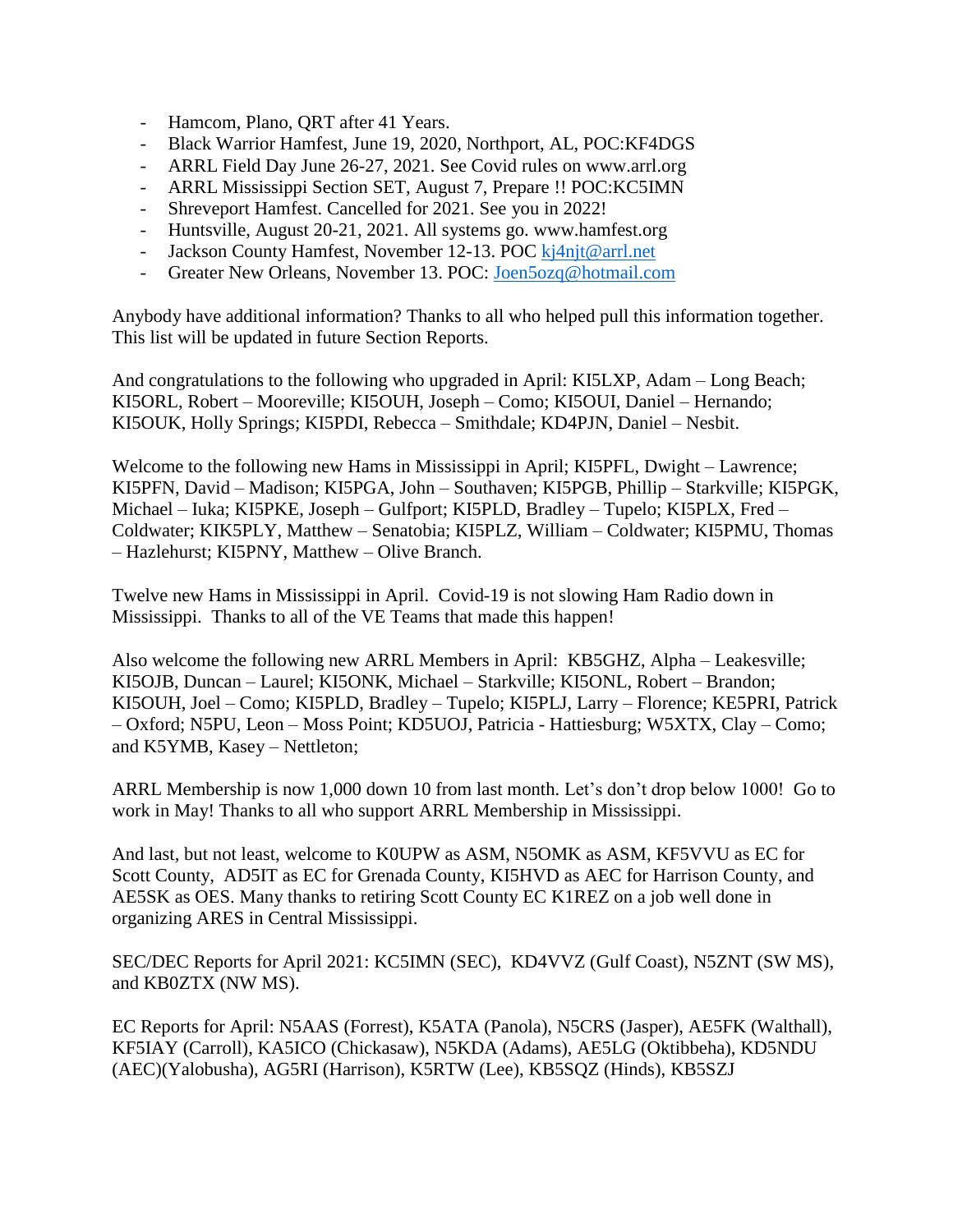- Hamcom, Plano, QRT after 41 Years.
- Black Warrior Hamfest, June 19, 2020, Northport, AL, POC:KF4DGS
- ARRL Field Day June 26-27, 2021. See Covid rules on www.arrl.org
- ARRL Mississippi Section SET, August 7, Prepare !! POC:KC5IMN
- Shreveport Hamfest. Cancelled for 2021. See you in 2022!
- Huntsville, August 20-21, 2021. All systems go. www.hamfest.org
- Jackson County Hamfest, November 12-13. POC kj4njt@arrl.net
- Greater New Orleans, November 13. POC: Joen5ozq@hotmail.com

Anybody have additional information? Thanks to all who helped pull this information together. This list will be updated in future Section Reports.

And congratulations to the following who upgraded in April: KI5LXP, Adam – Long Beach; KI5ORL, Robert – Mooreville; KI5OUH, Joseph – Como; KI5OUI, Daniel – Hernando; KI5OUK, Holly Springs; KI5PDI, Rebecca – Smithdale; KD4PJN, Daniel – Nesbit.

Welcome to the following new Hams in Mississippi in April; KI5PFL, Dwight – Lawrence; KI5PFN, David – Madison; KI5PGA, John – Southaven; KI5PGB, Phillip – Starkville; KI5PGK, Michael – Iuka; KI5PKE, Joseph – Gulfport; KI5PLD, Bradley – Tupelo; KI5PLX, Fred – Coldwater; KIK5PLY, Matthew – Senatobia; KI5PLZ, William – Coldwater; KI5PMU, Thomas – Hazlehurst; KI5PNY, Matthew – Olive Branch.

Twelve new Hams in Mississippi in April. Covid-19 is not slowing Ham Radio down in Mississippi. Thanks to all of the VE Teams that made this happen!

Also welcome the following new ARRL Members in April: KB5GHZ, Alpha – Leakesville; KI5OJB, Duncan – Laurel; KI5ONK, Michael – Starkville; KI5ONL, Robert – Brandon; KI5OUH, Joel – Como; KI5PLD, Bradley – Tupelo; KI5PLJ, Larry – Florence; KE5PRI, Patrick – Oxford; N5PU, Leon – Moss Point; KD5UOJ, Patricia - Hattiesburg; W5XTX, Clay – Como; and K5YMB, Kasey – Nettleton;

ARRL Membership is now 1,000 down 10 from last month. Let's don't drop below 1000! Go to work in May! Thanks to all who support ARRL Membership in Mississippi.

And last, but not least, welcome to K0UPW as ASM, N5OMK as ASM, KF5VVU as EC for Scott County, AD5IT as EC for Grenada County, KI5HVD as AEC for Harrison County, and AE5SK as OES. Many thanks to retiring Scott County EC K1REZ on a job well done in organizing ARES in Central Mississippi.

SEC/DEC Reports for April 2021: KC5IMN (SEC), KD4VVZ (Gulf Coast), N5ZNT (SW MS), and KB0ZTX (NW MS).

EC Reports for April: N5AAS (Forrest), K5ATA (Panola), N5CRS (Jasper), AE5FK (Walthall), KF5IAY (Carroll), KA5ICO (Chickasaw), N5KDA (Adams), AE5LG (Oktibbeha), KD5NDU (AEC)(Yalobusha), AG5RI (Harrison), K5RTW (Lee), KB5SQZ (Hinds), KB5SZJ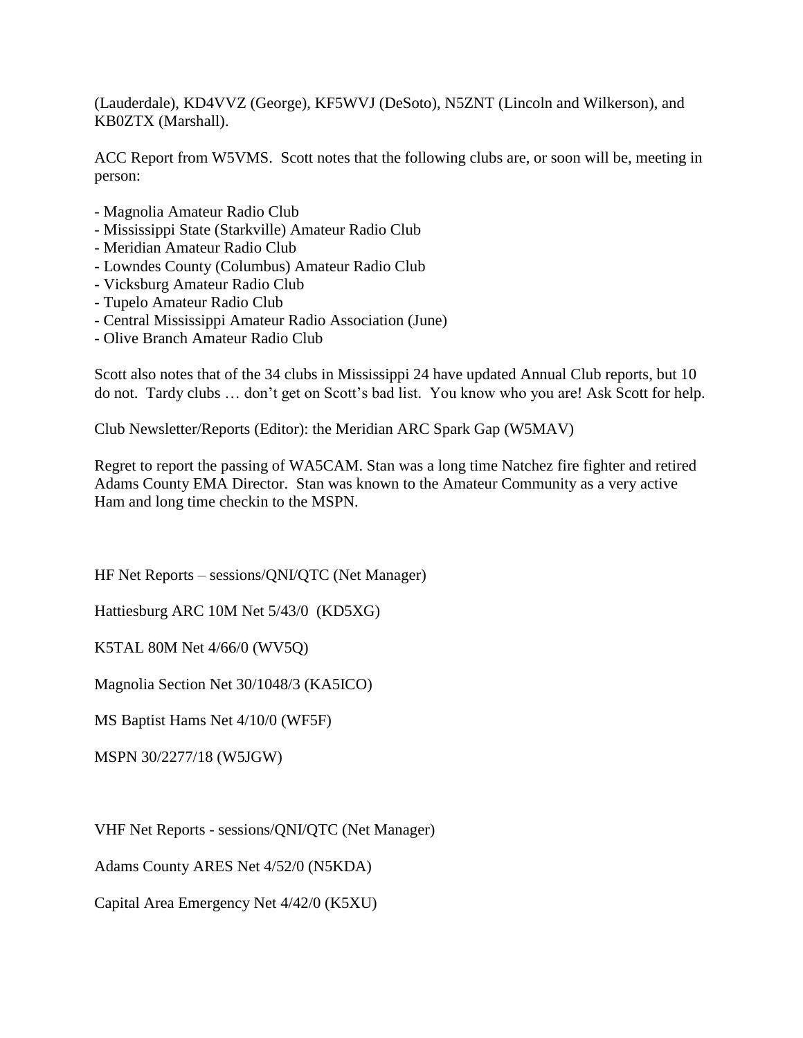(Lauderdale), KD4VVZ (George), KF5WVJ (DeSoto), N5ZNT (Lincoln and Wilkerson), and KB0ZTX (Marshall).

ACC Report from W5VMS. Scott notes that the following clubs are, or soon will be, meeting in person:

- Magnolia Amateur Radio Club
- Mississippi State (Starkville) Amateur Radio Club
- Meridian Amateur Radio Club
- Lowndes County (Columbus) Amateur Radio Club
- Vicksburg Amateur Radio Club
- Tupelo Amateur Radio Club
- Central Mississippi Amateur Radio Association (June)
- Olive Branch Amateur Radio Club

Scott also notes that of the 34 clubs in Mississippi 24 have updated Annual Club reports, but 10 do not. Tardy clubs … don't get on Scott's bad list. You know who you are! Ask Scott for help.

Club Newsletter/Reports (Editor): the Meridian ARC Spark Gap (W5MAV)

Regret to report the passing of WA5CAM. Stan was a long time Natchez fire fighter and retired Adams County EMA Director. Stan was known to the Amateur Community as a very active Ham and long time checkin to the MSPN.

HF Net Reports – sessions/QNI/QTC (Net Manager)

Hattiesburg ARC 10M Net 5/43/0 (KD5XG)

K5TAL 80M Net 4/66/0 (WV5Q)

Magnolia Section Net 30/1048/3 (KA5ICO)

MS Baptist Hams Net 4/10/0 (WF5F)

MSPN 30/2277/18 (W5JGW)

VHF Net Reports - sessions/QNI/QTC (Net Manager)

Adams County ARES Net 4/52/0 (N5KDA)

Capital Area Emergency Net 4/42/0 (K5XU)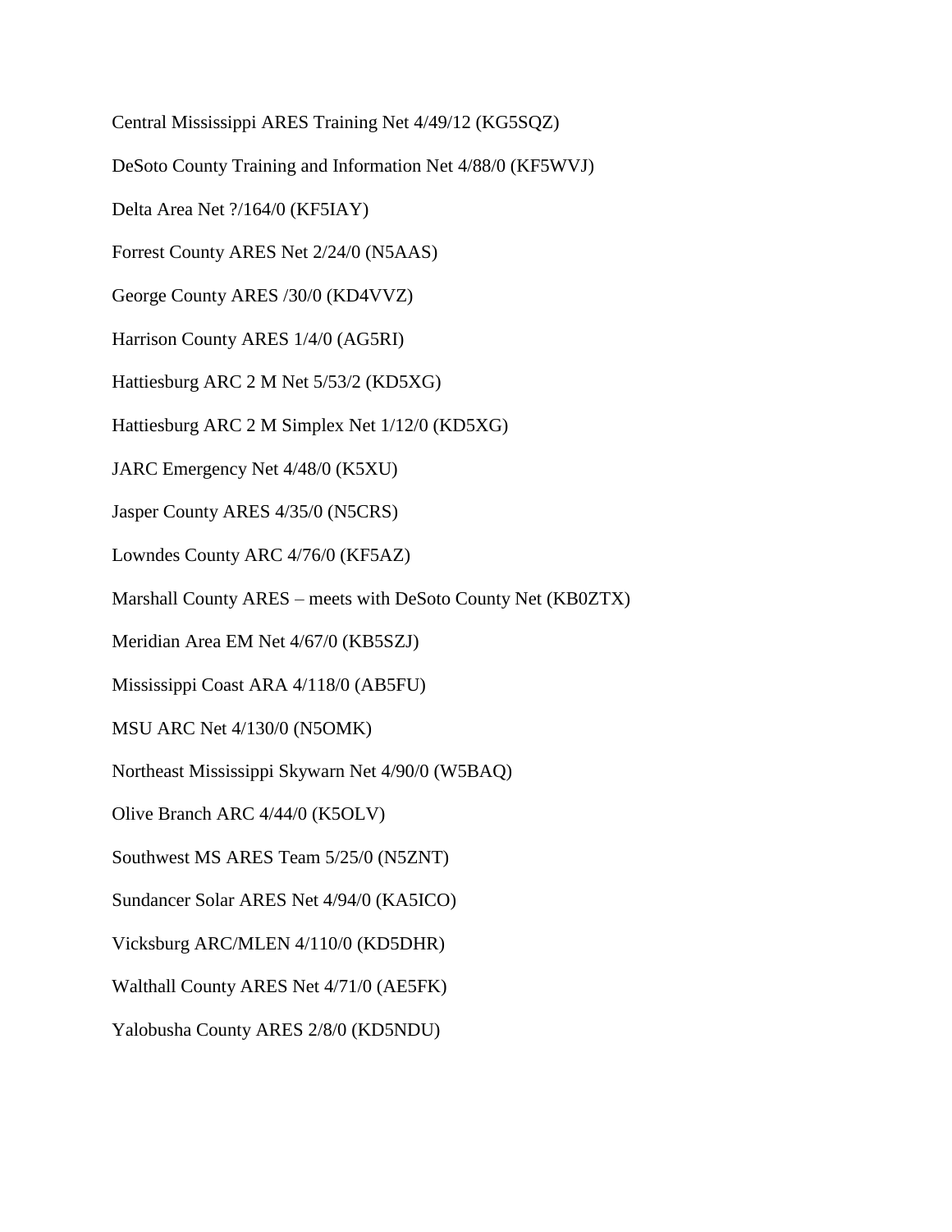Central Mississippi ARES Training Net 4/49/12 (KG5SQZ)

DeSoto County Training and Information Net 4/88/0 (KF5WVJ)

Delta Area Net ?/164/0 (KF5IAY)

Forrest County ARES Net 2/24/0 (N5AAS)

George County ARES /30/0 (KD4VVZ)

Harrison County ARES 1/4/0 (AG5RI)

Hattiesburg ARC 2 M Net 5/53/2 (KD5XG)

Hattiesburg ARC 2 M Simplex Net 1/12/0 (KD5XG)

JARC Emergency Net 4/48/0 (K5XU)

Jasper County ARES 4/35/0 (N5CRS)

Lowndes County ARC 4/76/0 (KF5AZ)

Marshall County ARES – meets with DeSoto County Net (KB0ZTX)

Meridian Area EM Net 4/67/0 (KB5SZJ)

Mississippi Coast ARA 4/118/0 (AB5FU)

MSU ARC Net 4/130/0 (N5OMK)

Northeast Mississippi Skywarn Net 4/90/0 (W5BAQ)

Olive Branch ARC 4/44/0 (K5OLV)

Southwest MS ARES Team 5/25/0 (N5ZNT)

Sundancer Solar ARES Net 4/94/0 (KA5ICO)

Vicksburg ARC/MLEN 4/110/0 (KD5DHR)

Walthall County ARES Net 4/71/0 (AE5FK)

Yalobusha County ARES 2/8/0 (KD5NDU)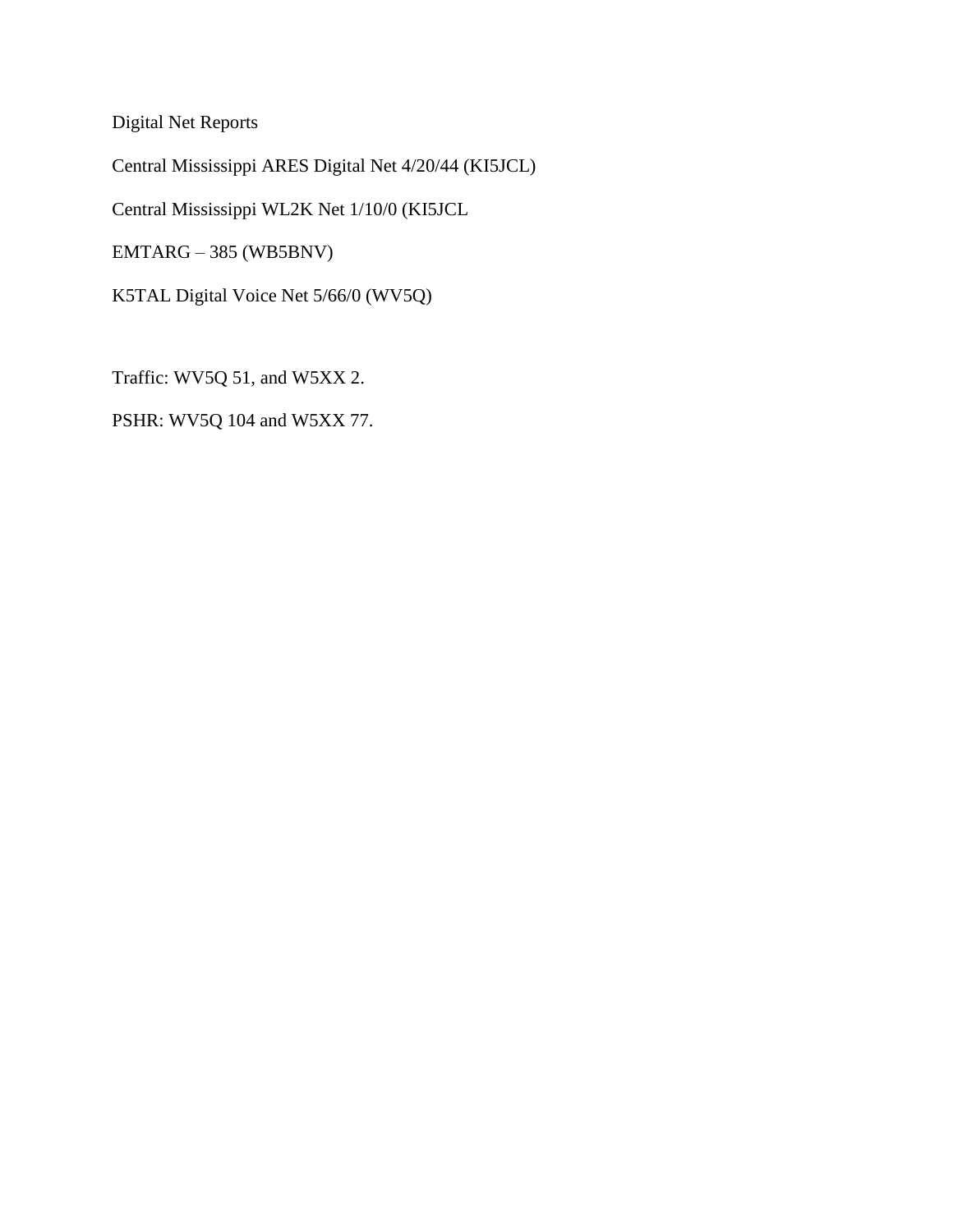Digital Net Reports

Central Mississippi ARES Digital Net 4/20/44 (KI5JCL)

Central Mississippi WL2K Net 1/10/0 (KI5JCL

EMTARG – 385 (WB5BNV)

K5TAL Digital Voice Net 5/66/0 (WV5Q)

Traffic: WV5Q 51, and W5XX 2.

PSHR: WV5Q 104 and W5XX 77.